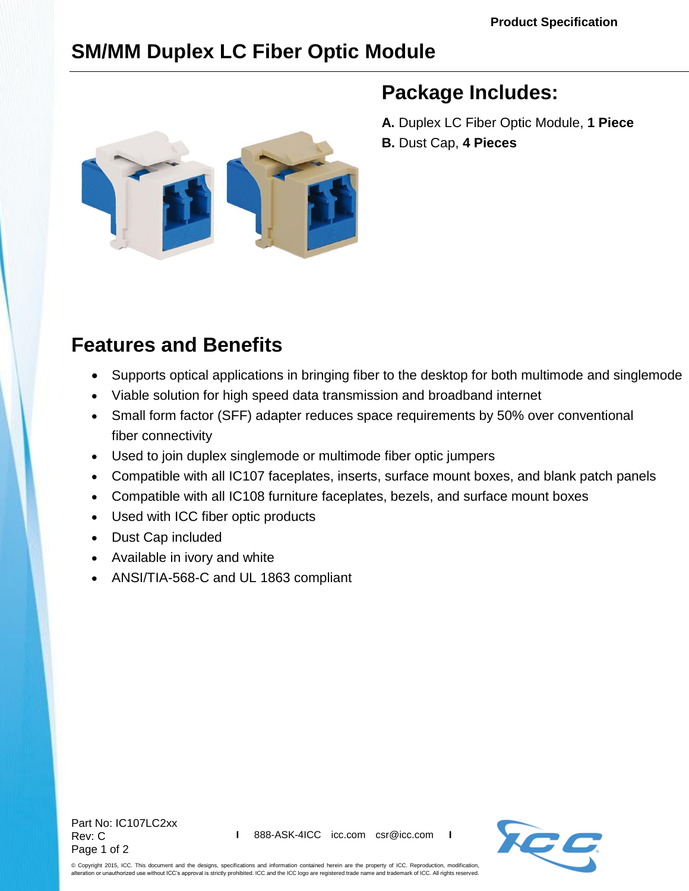# SM/MM Duplex LC Fiber Optic Module

## Package Includes:

**A.** Duplex LC Fiber Optic Module, **1 Piece**
**B.** Dust Cap, **4 Pieces**

## Features and Benefits

- Supports optical applications in bringing fiber to the desktop for both multimode and singlemode
- Viable solution for high speed data transmission and broadband internet
- Small form factor (SFF) adapter reduces space requirements by 50% over conventional fiber connectivity
- Used to join duplex singlemode or multimode fiber optic jumpers
- Compatible with all IC107 faceplates, inserts, surface mount boxes, and blank patch panels
- Compatible with all IC108 furniture faceplates, bezels, and surface mount boxes
- Used with ICC fiber optic products
- Dust Cap included
- Available in ivory and white
- ANSI/TIA-568-C and UL 1863 compliant

Part No: IC107LC2xx
Rev: C

888-ASK-4ICC icc.com csr@icc.com

© Copyright 2015, ICC. This document and the designs, specifications and information contained herein are the property of ICC. Reproduction, modification, alteration or unauthorized use without ICC's approval is strictly prohibited. ICC and the ICC logo are registered trade name and trademark of ICC. All rights reserved.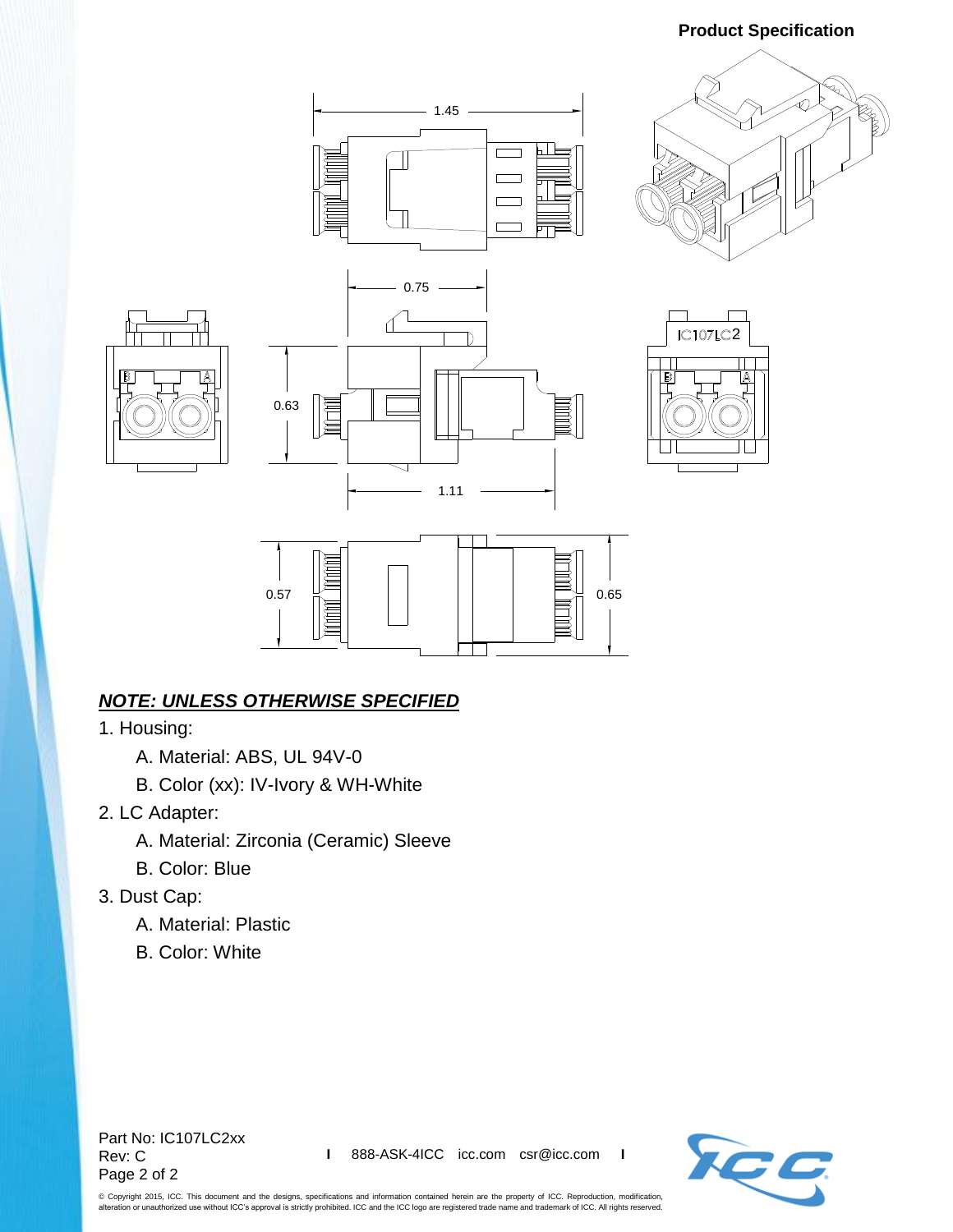Product Specification

1.45

0.75

0.63

1.11

IC107LC2

0.57

0.65

***NOTE: UNLESS OTHERWISE SPECIFIED***

1. Housing:
   - A. Material: ABS, UL 94V-0
   - B. Color (xx): IV-Ivory & WH-White
2. LC Adapter:
   - A. Material: Zirconia (Ceramic) Sleeve
   - B. Color: Blue
3. Dust Cap:
   - A. Material: Plastic
   - B. Color: White

Part No: IC107LC2xx
Rev: C

888-ASK-4ICC icc.com csr@icc.com

© Copyright 2015, ICC. This document and the designs, specifications and information contained herein are the property of ICC. Reproduction, modification, alteration or unauthorized use without ICC's approval is strictly prohibited. ICC and the ICC logo are registered trade name and trademark of ICC. All rights reserved.